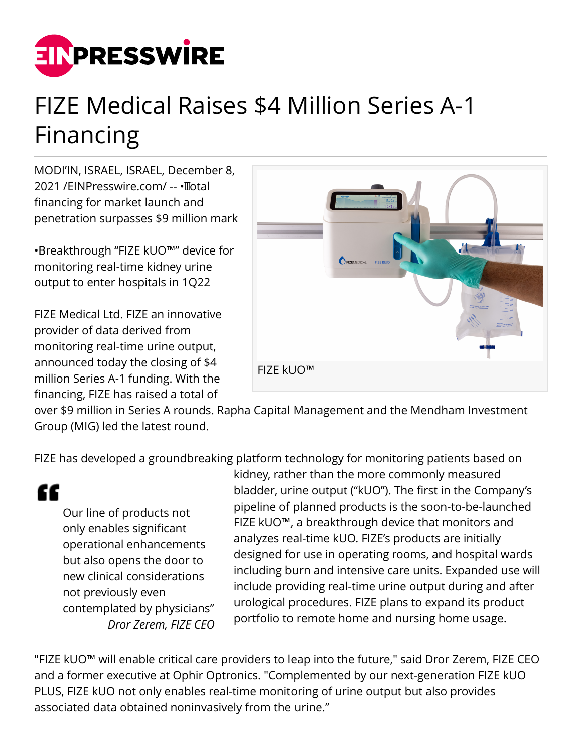# FIZE Medical Raises $4 Million Series A-1 Financing

MODI’IN, ISRAEL, ISRAEL, December 8, 2021 /EINPresswire.com/ -- •Total financing for market launch and penetration surpasses $9 million mark

•Breakthrough “FIZE kUO™” device for monitoring real-time kidney urine output to enter hospitals in 1Q22

FIZE Medical Ltd. FIZE an innovative provider of data derived from monitoring real-time urine output, announced today the closing of $4 million Series A-1 funding. With the financing, FIZE has raised a total of over $9 million in Series A rounds. Rapha Capital Management and the Mendham Investment Group (MIG) led the latest round.

FIZE kUO™

FIZE has developed a groundbreaking platform technology for monitoring patients based on kidney, rather than the more commonly measured bladder, urine output (“kUO”). The first in the Company’s pipeline of planned products is the soon-to-be-launched FIZE kUO™, a breakthrough device that monitors and analyzes real-time kUO. FIZE’s products are initially designed for use in operating rooms, and hospital wards including burn and intensive care units. Expanded use will include providing real-time urine output during and after urological procedures. FIZE plans to expand its product portfolio to remote home and nursing home usage.

> Our line of products not only enables significant operational enhancements but also opens the door to new clinical considerations not previously even contemplated by physicians”
>
> *Dror Zerem, FIZE CEO*

"FIZE kUO™ will enable critical care providers to leap into the future," said Dror Zerem, FIZE CEO and a former executive at Ophir Optronics. "Complemented by our next-generation FIZE kUO PLUS, FIZE kUO not only enables real-time monitoring of urine output but also provides associated data obtained noninvasively from the urine.”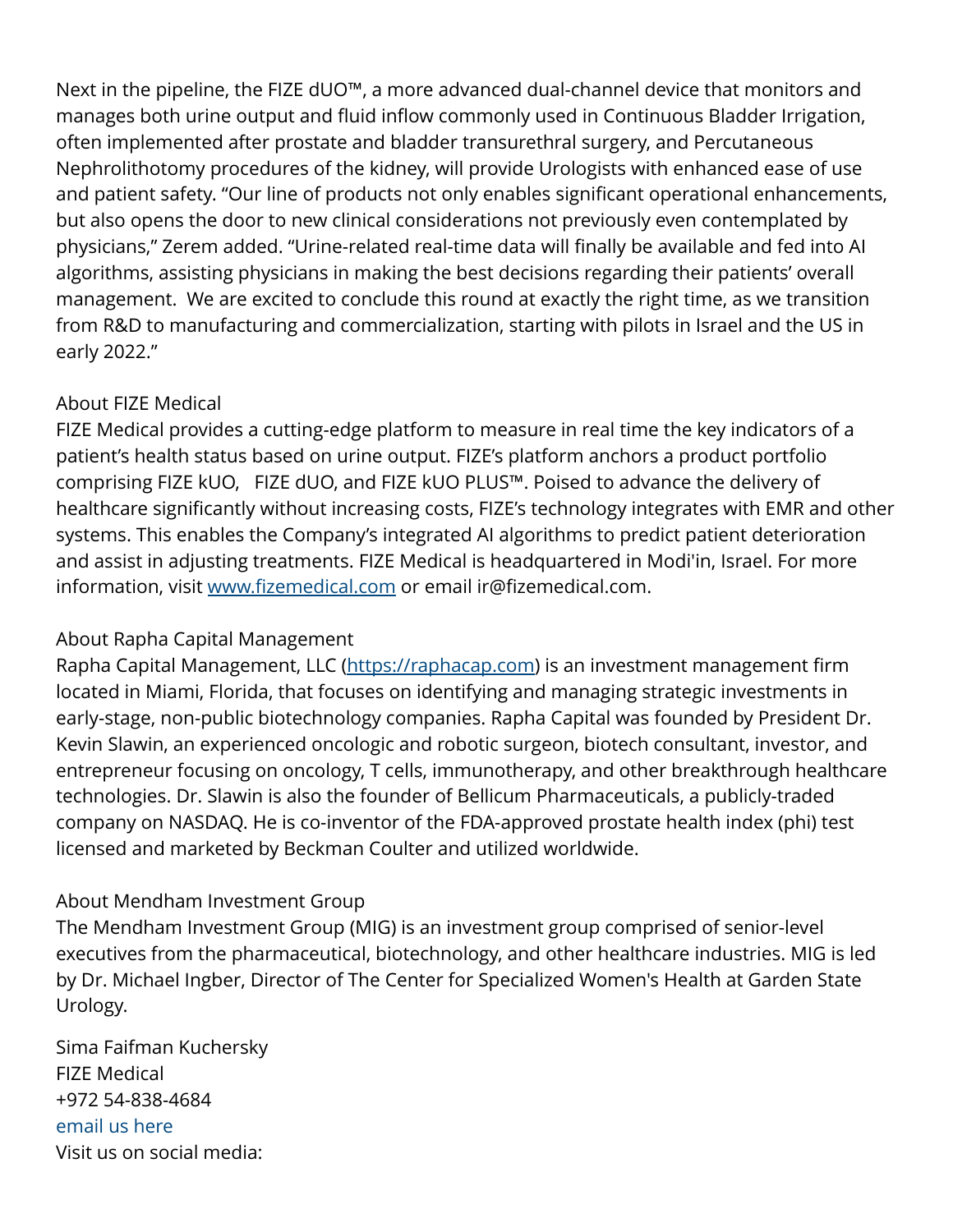Next in the pipeline, the FIZE dUO™, a more advanced dual-channel device that monitors and manages both urine output and fluid inflow commonly used in Continuous Bladder Irrigation, often implemented after prostate and bladder transurethral surgery, and Percutaneous Nephrolithotomy procedures of the kidney, will provide Urologists with enhanced ease of use and patient safety. "Our line of products not only enables significant operational enhancements, but also opens the door to new clinical considerations not previously even contemplated by physicians," Zerem added. "Urine-related real-time data will finally be available and fed into AI algorithms, assisting physicians in making the best decisions regarding their patients' overall management. We are excited to conclude this round at exactly the right time, as we transition from R&D to manufacturing and commercialization, starting with pilots in Israel and the US in early 2022."

About FIZE Medical
FIZE Medical provides a cutting-edge platform to measure in real time the key indicators of a patient's health status based on urine output. FIZE's platform anchors a product portfolio comprising FIZE kUO, FIZE dUO, and FIZE kUO PLUS™. Poised to advance the delivery of healthcare significantly without increasing costs, FIZE's technology integrates with EMR and other systems. This enables the Company's integrated AI algorithms to predict patient deterioration and assist in adjusting treatments. FIZE Medical is headquartered in Modi'in, Israel. For more information, visit [www.fizemedical.com](www.fizemedical.com) or email ir@fizemedical.com.

About Rapha Capital Management
Rapha Capital Management, LLC ([https://raphacap.com](https://raphacap.com)) is an investment management firm located in Miami, Florida, that focuses on identifying and managing strategic investments in early-stage, non-public biotechnology companies. Rapha Capital was founded by President Dr. Kevin Slawin, an experienced oncologic and robotic surgeon, biotech consultant, investor, and entrepreneur focusing on oncology, T cells, immunotherapy, and other breakthrough healthcare technologies. Dr. Slawin is also the founder of Bellicum Pharmaceuticals, a publicly-traded company on NASDAQ. He is co-inventor of the FDA-approved prostate health index (phi) test licensed and marketed by Beckman Coulter and utilized worldwide.

About Mendham Investment Group
The Mendham Investment Group (MIG) is an investment group comprised of senior-level executives from the pharmaceutical, biotechnology, and other healthcare industries. MIG is led by Dr. Michael Ingber, Director of The Center for Specialized Women's Health at Garden State Urology.

Sima Faifman Kuchersky
FIZE Medical
+972 54-838-4684
email us here
Visit us on social media: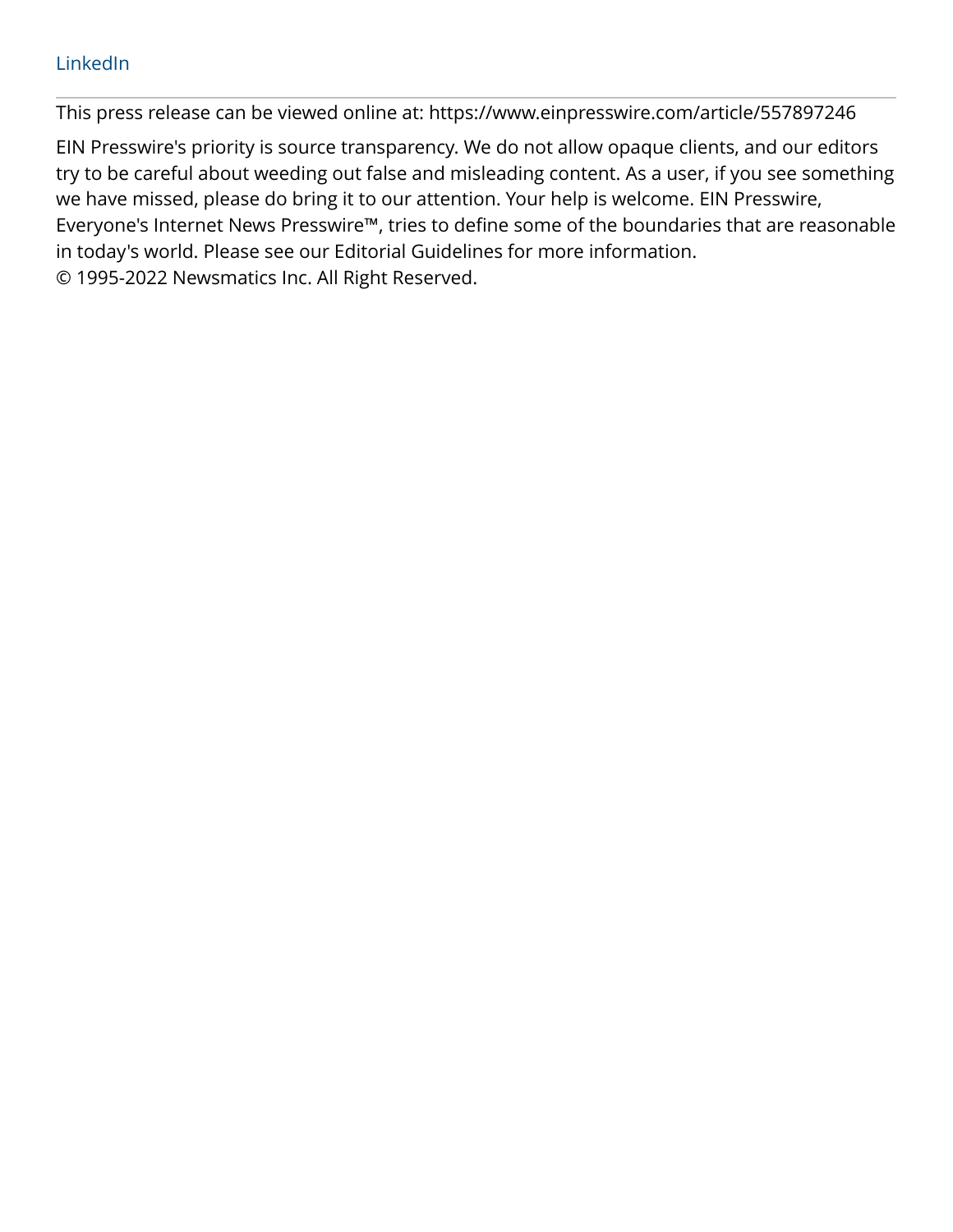LinkedIn

---

This press release can be viewed online at: https://www.einpresswire.com/article/557897246

EIN Presswire's priority is source transparency. We do not allow opaque clients, and our editors try to be careful about weeding out false and misleading content. As a user, if you see something we have missed, please do bring it to our attention. Your help is welcome. EIN Presswire, Everyone's Internet News Presswire™, tries to define some of the boundaries that are reasonable in today's world. Please see our Editorial Guidelines for more information.
© 1995-2022 Newsmatics Inc. All Right Reserved.